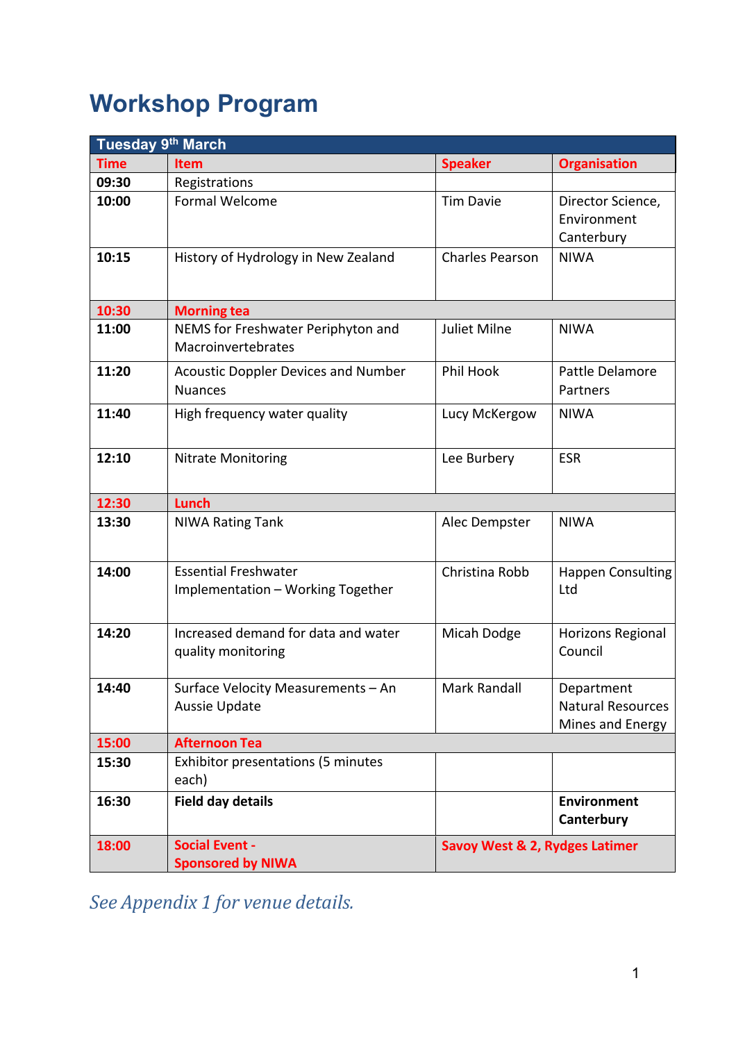# Workshop Program

| Tuesday 9th March | | | |
|---|---|---|---|
| **Time** | **Item** | **Speaker** | **Organisation** |
| **09:30** | Registrations | | |
| **10:00** | Formal Welcome | Tim Davie | Director Science, Environment Canterbury |
| **10:15** | History of Hydrology in New Zealand | Charles Pearson | NIWA |
| **10:30** | **Morning tea** | | |
| **11:00** | NEMS for Freshwater Periphyton and Macroinvertebrates | Juliet Milne | NIWA |
| **11:20** | Acoustic Doppler Devices and Number Nuances | Phil Hook | Pattle Delamore Partners |
| **11:40** | High frequency water quality | Lucy McKergow | NIWA |
| **12:10** | Nitrate Monitoring | Lee Burbery | ESR |
| **12:30** | **Lunch** | | |
| **13:30** | NIWA Rating Tank | Alec Dempster | NIWA |
| **14:00** | Essential Freshwater Implementation – Working Together | Christina Robb | Happen Consulting Ltd |
| **14:20** | Increased demand for data and water quality monitoring | Micah Dodge | Horizons Regional Council |
| **14:40** | Surface Velocity Measurements – An Aussie Update | Mark Randall | Department Natural Resources Mines and Energy |
| **15:00** | **Afternoon Tea** | | |
| **15:30** | Exhibitor presentations (5 minutes each) | | |
| **16:30** | **Field day details** | | **Environment Canterbury** |
| **18:00** | **Social Event - Sponsored by NIWA** | **Savoy West & 2, Rydges Latimer** | |

*See Appendix 1 for venue details.*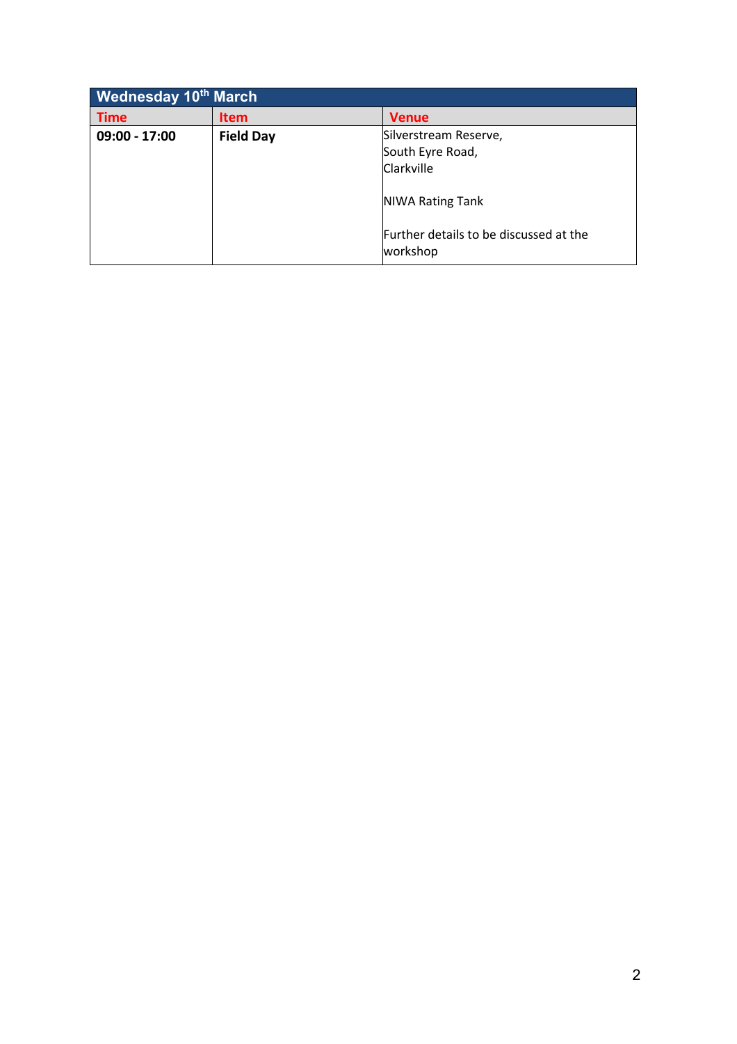| Wednesday 10th March | | |
|---|---|---|
| **Time** | **Item** | **Venue** |
| **09:00 - 17:00** | **Field Day** | Silverstream Reserve,<br>South Eyre Road,<br>Clarkville<br><br>NIWA Rating Tank<br><br>Further details to be discussed at the workshop |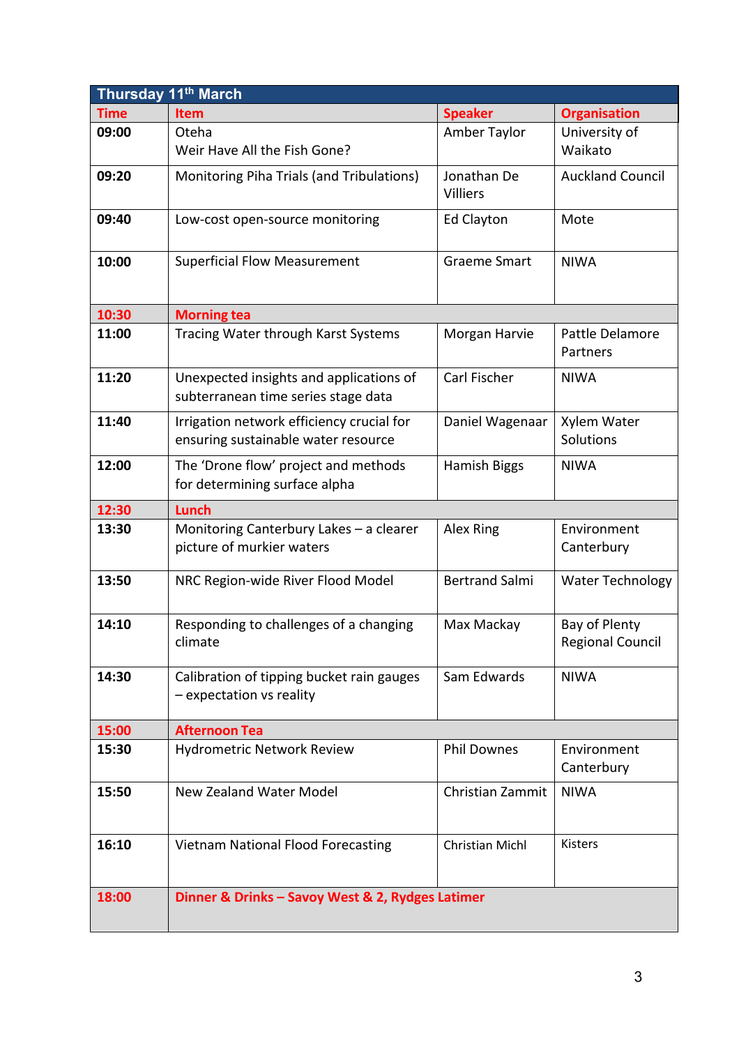| Thursday 11th March | | | |
|---|---|---|---|
| **Time** | **Item** | **Speaker** | **Organisation** |
| **09:00** | Oteha<br>Weir Have All the Fish Gone? | Amber Taylor | University of Waikato |
| **09:20** | Monitoring Piha Trials (and Tribulations) | Jonathan De Villiers | Auckland Council |
| **09:40** | Low-cost open-source monitoring | Ed Clayton | Mote |
| **10:00** | Superficial Flow Measurement | Graeme Smart | NIWA |
| **10:30** | **Morning tea** | | |
| **11:00** | Tracing Water through Karst Systems | Morgan Harvie | Pattle Delamore Partners |
| **11:20** | Unexpected insights and applications of subterranean time series stage data | Carl Fischer | NIWA |
| **11:40** | Irrigation network efficiency crucial for ensuring sustainable water resource | Daniel Wagenaar | Xylem Water Solutions |
| **12:00** | The 'Drone flow' project and methods for determining surface alpha | Hamish Biggs | NIWA |
| **12:30** | **Lunch** | | |
| **13:30** | Monitoring Canterbury Lakes – a clearer picture of murkier waters | Alex Ring | Environment Canterbury |
| **13:50** | NRC Region-wide River Flood Model | Bertrand Salmi | Water Technology |
| **14:10** | Responding to challenges of a changing climate | Max Mackay | Bay of Plenty Regional Council |
| **14:30** | Calibration of tipping bucket rain gauges – expectation vs reality | Sam Edwards | NIWA |
| **15:00** | **Afternoon Tea** | | |
| **15:30** | Hydrometric Network Review | Phil Downes | Environment Canterbury |
| **15:50** | New Zealand Water Model | Christian Zammit | NIWA |
| **16:10** | Vietnam National Flood Forecasting | Christian Michl | Kisters |
| **18:00** | **Dinner & Drinks – Savoy West & 2, Rydges Latimer** | | |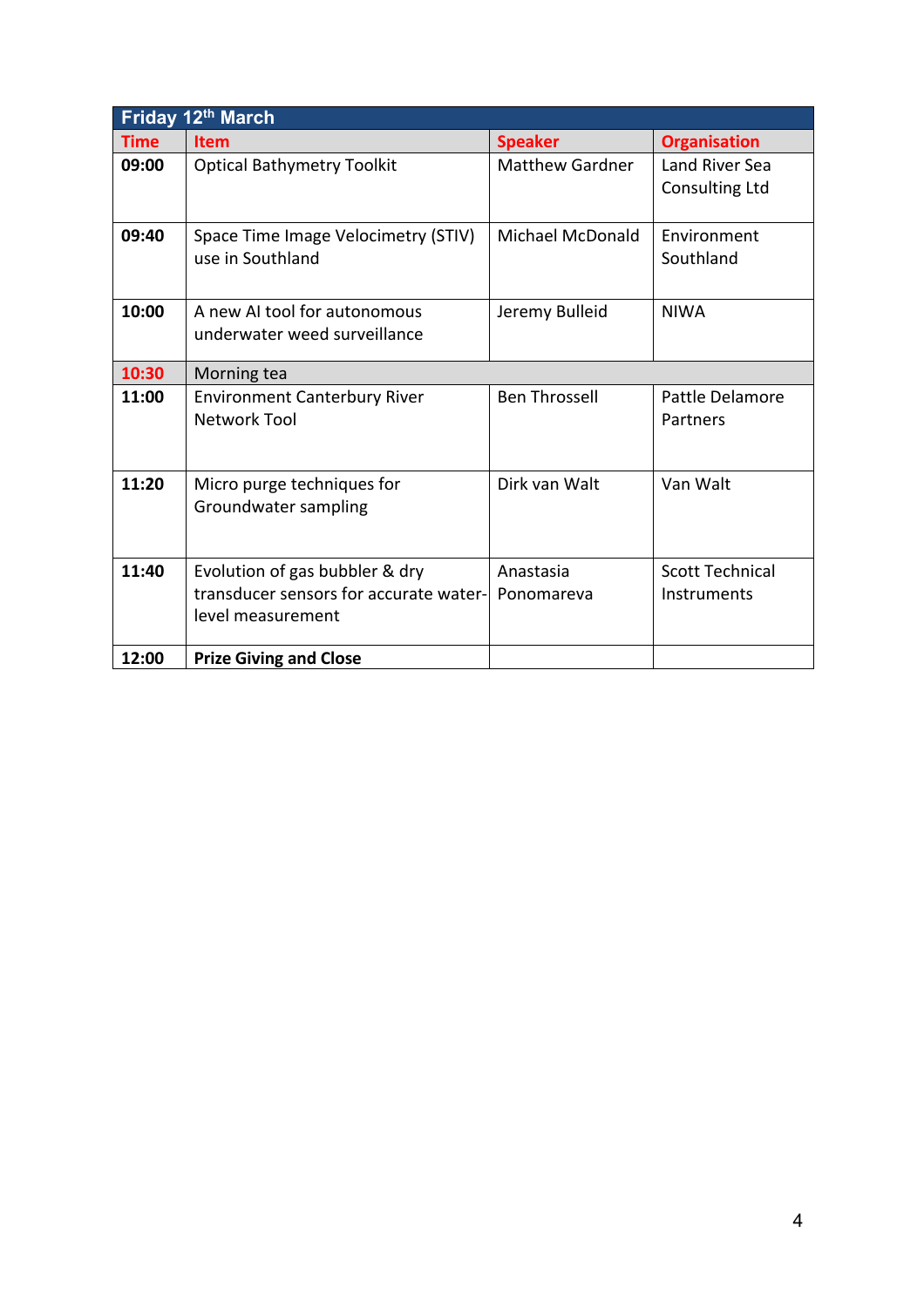| Friday 12th March | | | |
|---|---|---|---|
| **Time** | **Item** | **Speaker** | **Organisation** |
| **09:00** | Optical Bathymetry Toolkit | Matthew Gardner | Land River Sea Consulting Ltd |
| **09:40** | Space Time Image Velocimetry (STIV) use in Southland | Michael McDonald | Environment Southland |
| **10:00** | A new AI tool for autonomous underwater weed surveillance | Jeremy Bulleid | NIWA |
| **10:30** | Morning tea | | |
| **11:00** | Environment Canterbury River Network Tool | Ben Throssell | Pattle Delamore Partners |
| **11:20** | Micro purge techniques for Groundwater sampling | Dirk van Walt | Van Walt |
| **11:40** | Evolution of gas bubbler & dry transducer sensors for accurate water-level measurement | Anastasia Ponomareva | Scott Technical Instruments |
| **12:00** | **Prize Giving and Close** | | |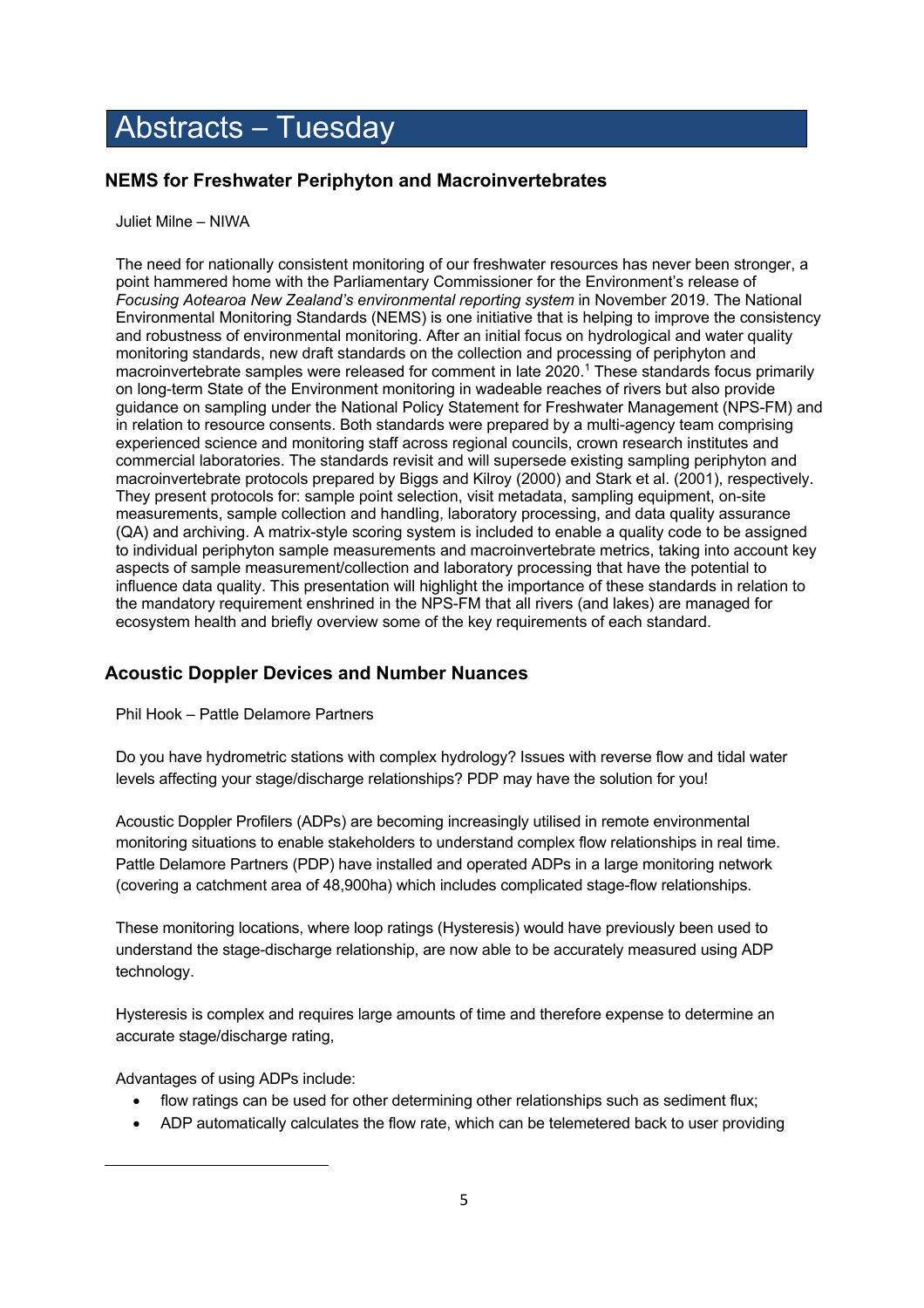# Abstracts – Tuesday

## NEMS for Freshwater Periphyton and Macroinvertebrates

Juliet Milne – NIWA

The need for nationally consistent monitoring of our freshwater resources has never been stronger, a point hammered home with the Parliamentary Commissioner for the Environment's release of *Focusing Aotearoa New Zealand's environmental reporting system* in November 2019. The National Environmental Monitoring Standards (NEMS) is one initiative that is helping to improve the consistency and robustness of environmental monitoring. After an initial focus on hydrological and water quality monitoring standards, new draft standards on the collection and processing of periphyton and macroinvertebrate samples were released for comment in late 2020.[1] These standards focus primarily on long-term State of the Environment monitoring in wadeable reaches of rivers but also provide guidance on sampling under the National Policy Statement for Freshwater Management (NPS-FM) and in relation to resource consents. Both standards were prepared by a multi-agency team comprising experienced science and monitoring staff across regional councils, crown research institutes and commercial laboratories. The standards revisit and will supersede existing sampling periphyton and macroinvertebrate protocols prepared by Biggs and Kilroy (2000) and Stark et al. (2001), respectively. They present protocols for: sample point selection, visit metadata, sampling equipment, on-site measurements, sample collection and handling, laboratory processing, and data quality assurance (QA) and archiving. A matrix-style scoring system is included to enable a quality code to be assigned to individual periphyton sample measurements and macroinvertebrate metrics, taking into account key aspects of sample measurement/collection and laboratory processing that have the potential to influence data quality. This presentation will highlight the importance of these standards in relation to the mandatory requirement enshrined in the NPS-FM that all rivers (and lakes) are managed for ecosystem health and briefly overview some of the key requirements of each standard.

## Acoustic Doppler Devices and Number Nuances

Phil Hook – Pattle Delamore Partners

Do you have hydrometric stations with complex hydrology? Issues with reverse flow and tidal water levels affecting your stage/discharge relationships? PDP may have the solution for you!

Acoustic Doppler Profilers (ADPs) are becoming increasingly utilised in remote environmental monitoring situations to enable stakeholders to understand complex flow relationships in real time. Pattle Delamore Partners (PDP) have installed and operated ADPs in a large monitoring network (covering a catchment area of 48,900ha) which includes complicated stage-flow relationships.

These monitoring locations, where loop ratings (Hysteresis) would have previously been used to understand the stage-discharge relationship, are now able to be accurately measured using ADP technology.

Hysteresis is complex and requires large amounts of time and therefore expense to determine an accurate stage/discharge rating,

Advantages of using ADPs include:

- flow ratings can be used for other determining other relationships such as sediment flux;
- ADP automatically calculates the flow rate, which can be telemetered back to user providing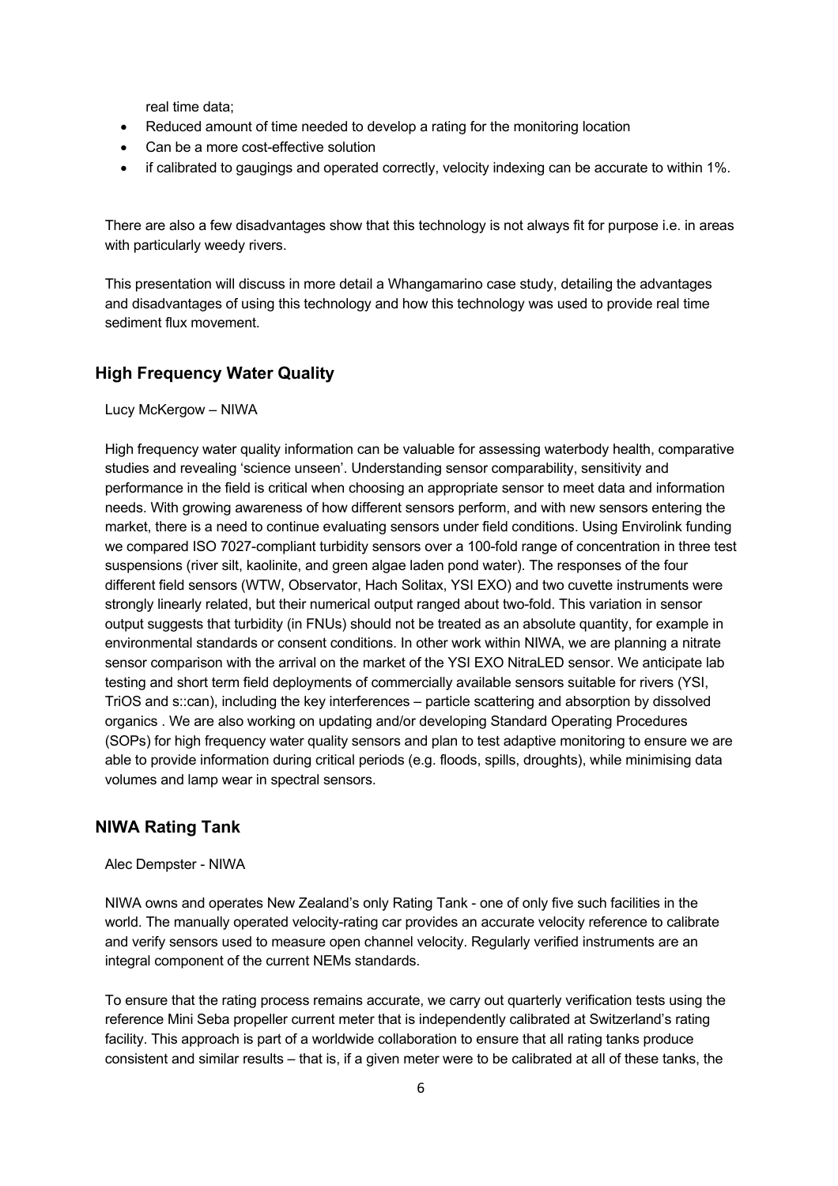real time data;

- Reduced amount of time needed to develop a rating for the monitoring location
- Can be a more cost-effective solution
- if calibrated to gaugings and operated correctly, velocity indexing can be accurate to within 1%.

There are also a few disadvantages show that this technology is not always fit for purpose i.e. in areas with particularly weedy rivers.

This presentation will discuss in more detail a Whangamarino case study, detailing the advantages and disadvantages of using this technology and how this technology was used to provide real time sediment flux movement.

## High Frequency Water Quality

Lucy McKergow – NIWA

High frequency water quality information can be valuable for assessing waterbody health, comparative studies and revealing 'science unseen'. Understanding sensor comparability, sensitivity and performance in the field is critical when choosing an appropriate sensor to meet data and information needs. With growing awareness of how different sensors perform, and with new sensors entering the market, there is a need to continue evaluating sensors under field conditions. Using Envirolink funding we compared ISO 7027-compliant turbidity sensors over a 100-fold range of concentration in three test suspensions (river silt, kaolinite, and green algae laden pond water). The responses of the four different field sensors (WTW, Observator, Hach Solitax, YSI EXO) and two cuvette instruments were strongly linearly related, but their numerical output ranged about two-fold. This variation in sensor output suggests that turbidity (in FNUs) should not be treated as an absolute quantity, for example in environmental standards or consent conditions. In other work within NIWA, we are planning a nitrate sensor comparison with the arrival on the market of the YSI EXO NitraLED sensor. We anticipate lab testing and short term field deployments of commercially available sensors suitable for rivers (YSI, TriOS and s::can), including the key interferences – particle scattering and absorption by dissolved organics . We are also working on updating and/or developing Standard Operating Procedures (SOPs) for high frequency water quality sensors and plan to test adaptive monitoring to ensure we are able to provide information during critical periods (e.g. floods, spills, droughts), while minimising data volumes and lamp wear in spectral sensors.

## NIWA Rating Tank

Alec Dempster - NIWA

NIWA owns and operates New Zealand's only Rating Tank - one of only five such facilities in the world. The manually operated velocity-rating car provides an accurate velocity reference to calibrate and verify sensors used to measure open channel velocity. Regularly verified instruments are an integral component of the current NEMs standards.

To ensure that the rating process remains accurate, we carry out quarterly verification tests using the reference Mini Seba propeller current meter that is independently calibrated at Switzerland's rating facility. This approach is part of a worldwide collaboration to ensure that all rating tanks produce consistent and similar results – that is, if a given meter were to be calibrated at all of these tanks, the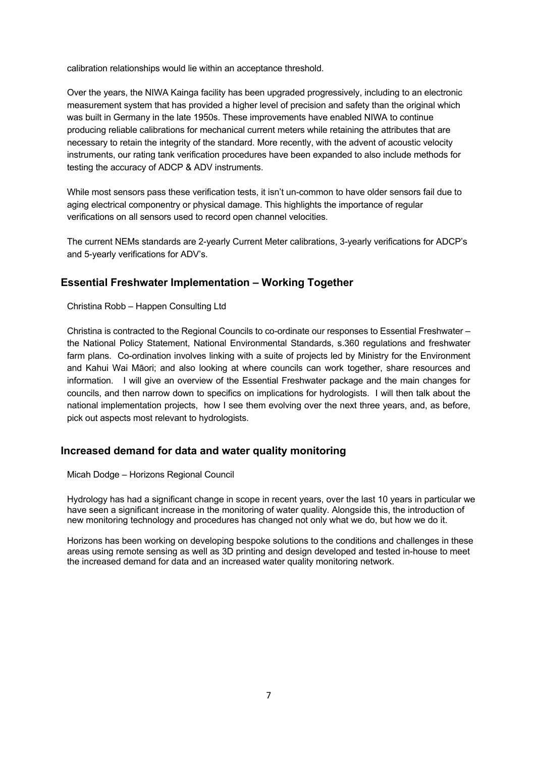calibration relationships would lie within an acceptance threshold.

Over the years, the NIWA Kainga facility has been upgraded progressively, including to an electronic measurement system that has provided a higher level of precision and safety than the original which was built in Germany in the late 1950s. These improvements have enabled NIWA to continue producing reliable calibrations for mechanical current meters while retaining the attributes that are necessary to retain the integrity of the standard. More recently, with the advent of acoustic velocity instruments, our rating tank verification procedures have been expanded to also include methods for testing the accuracy of ADCP & ADV instruments.

While most sensors pass these verification tests, it isn't un-common to have older sensors fail due to aging electrical componentry or physical damage. This highlights the importance of regular verifications on all sensors used to record open channel velocities.

The current NEMs standards are 2-yearly Current Meter calibrations, 3-yearly verifications for ADCP's and 5-yearly verifications for ADV's.

## Essential Freshwater Implementation – Working Together

Christina Robb – Happen Consulting Ltd

Christina is contracted to the Regional Councils to co-ordinate our responses to Essential Freshwater – the National Policy Statement, National Environmental Standards, s.360 regulations and freshwater farm plans. Co-ordination involves linking with a suite of projects led by Ministry for the Environment and Kahui Wai Māori; and also looking at where councils can work together, share resources and information. I will give an overview of the Essential Freshwater package and the main changes for councils, and then narrow down to specifics on implications for hydrologists. I will then talk about the national implementation projects, how I see them evolving over the next three years, and, as before, pick out aspects most relevant to hydrologists.

## Increased demand for data and water quality monitoring

Micah Dodge – Horizons Regional Council

Hydrology has had a significant change in scope in recent years, over the last 10 years in particular we have seen a significant increase in the monitoring of water quality. Alongside this, the introduction of new monitoring technology and procedures has changed not only what we do, but how we do it.

Horizons has been working on developing bespoke solutions to the conditions and challenges in these areas using remote sensing as well as 3D printing and design developed and tested in-house to meet the increased demand for data and an increased water quality monitoring network.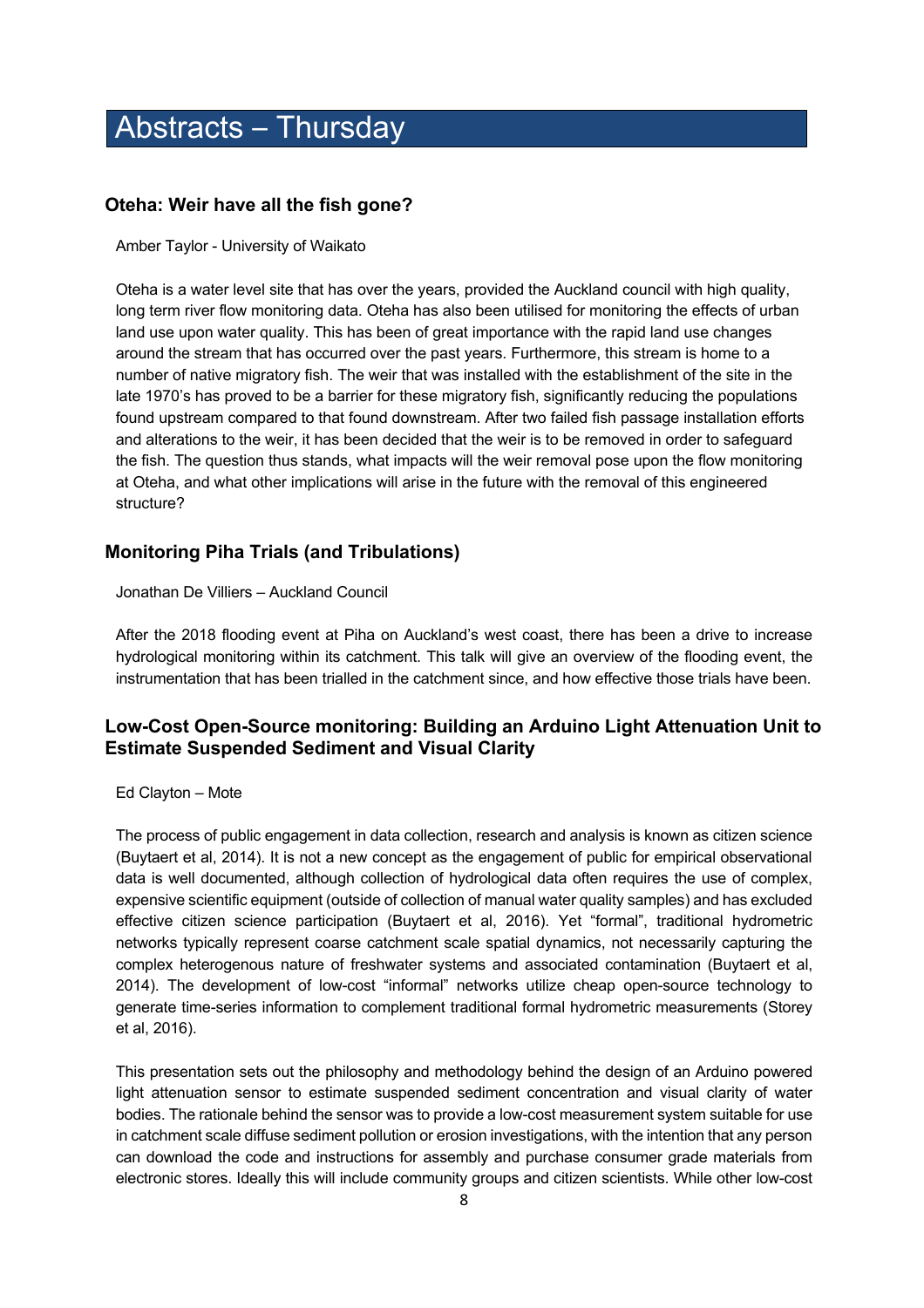# Abstracts – Thursday

### Oteha: Weir have all the fish gone?

Amber Taylor - University of Waikato

Oteha is a water level site that has over the years, provided the Auckland council with high quality, long term river flow monitoring data. Oteha has also been utilised for monitoring the effects of urban land use upon water quality. This has been of great importance with the rapid land use changes around the stream that has occurred over the past years. Furthermore, this stream is home to a number of native migratory fish. The weir that was installed with the establishment of the site in the late 1970's has proved to be a barrier for these migratory fish, significantly reducing the populations found upstream compared to that found downstream. After two failed fish passage installation efforts and alterations to the weir, it has been decided that the weir is to be removed in order to safeguard the fish. The question thus stands, what impacts will the weir removal pose upon the flow monitoring at Oteha, and what other implications will arise in the future with the removal of this engineered structure?

### Monitoring Piha Trials (and Tribulations)

Jonathan De Villiers – Auckland Council

After the 2018 flooding event at Piha on Auckland's west coast, there has been a drive to increase hydrological monitoring within its catchment. This talk will give an overview of the flooding event, the instrumentation that has been trialled in the catchment since, and how effective those trials have been.

### Low-Cost Open-Source monitoring: Building an Arduino Light Attenuation Unit to Estimate Suspended Sediment and Visual Clarity

Ed Clayton – Mote

The process of public engagement in data collection, research and analysis is known as citizen science (Buytaert et al, 2014). It is not a new concept as the engagement of public for empirical observational data is well documented, although collection of hydrological data often requires the use of complex, expensive scientific equipment (outside of collection of manual water quality samples) and has excluded effective citizen science participation (Buytaert et al, 2016). Yet "formal", traditional hydrometric networks typically represent coarse catchment scale spatial dynamics, not necessarily capturing the complex heterogenous nature of freshwater systems and associated contamination (Buytaert et al, 2014). The development of low-cost "informal" networks utilize cheap open-source technology to generate time-series information to complement traditional formal hydrometric measurements (Storey et al, 2016).

This presentation sets out the philosophy and methodology behind the design of an Arduino powered light attenuation sensor to estimate suspended sediment concentration and visual clarity of water bodies. The rationale behind the sensor was to provide a low-cost measurement system suitable for use in catchment scale diffuse sediment pollution or erosion investigations, with the intention that any person can download the code and instructions for assembly and purchase consumer grade materials from electronic stores. Ideally this will include community groups and citizen scientists. While other low-cost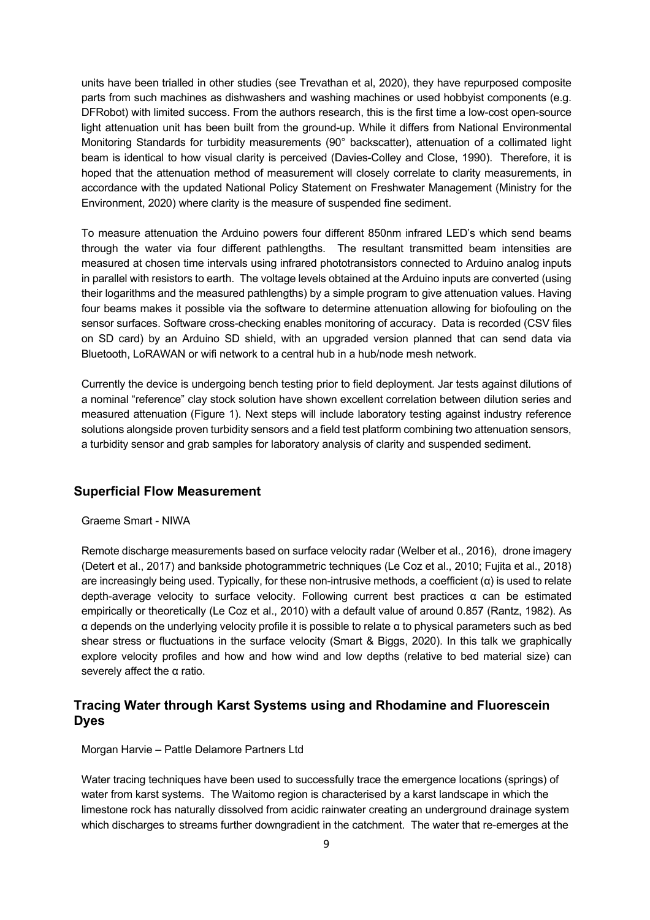units have been trialled in other studies (see Trevathan et al, 2020), they have repurposed composite parts from such machines as dishwashers and washing machines or used hobbyist components (e.g. DFRobot) with limited success. From the authors research, this is the first time a low-cost open-source light attenuation unit has been built from the ground-up. While it differs from National Environmental Monitoring Standards for turbidity measurements (90° backscatter), attenuation of a collimated light beam is identical to how visual clarity is perceived (Davies-Colley and Close, 1990). Therefore, it is hoped that the attenuation method of measurement will closely correlate to clarity measurements, in accordance with the updated National Policy Statement on Freshwater Management (Ministry for the Environment, 2020) where clarity is the measure of suspended fine sediment.

To measure attenuation the Arduino powers four different 850nm infrared LED's which send beams through the water via four different pathlengths. The resultant transmitted beam intensities are measured at chosen time intervals using infrared phototransistors connected to Arduino analog inputs in parallel with resistors to earth. The voltage levels obtained at the Arduino inputs are converted (using their logarithms and the measured pathlengths) by a simple program to give attenuation values. Having four beams makes it possible via the software to determine attenuation allowing for biofouling on the sensor surfaces. Software cross-checking enables monitoring of accuracy. Data is recorded (CSV files on SD card) by an Arduino SD shield, with an upgraded version planned that can send data via Bluetooth, LoRAWAN or wifi network to a central hub in a hub/node mesh network.

Currently the device is undergoing bench testing prior to field deployment. Jar tests against dilutions of a nominal "reference" clay stock solution have shown excellent correlation between dilution series and measured attenuation (Figure 1). Next steps will include laboratory testing against industry reference solutions alongside proven turbidity sensors and a field test platform combining two attenuation sensors, a turbidity sensor and grab samples for laboratory analysis of clarity and suspended sediment.

## Superficial Flow Measurement

Graeme Smart - NIWA

Remote discharge measurements based on surface velocity radar (Welber et al., 2016), drone imagery (Detert et al., 2017) and bankside photogrammetric techniques (Le Coz et al., 2010; Fujita et al., 2018) are increasingly being used. Typically, for these non-intrusive methods, a coefficient ($\alpha$) is used to relate depth-average velocity to surface velocity. Following current best practices $\alpha$ can be estimated empirically or theoretically (Le Coz et al., 2010) with a default value of around 0.857 (Rantz, 1982). As $\alpha$ depends on the underlying velocity profile it is possible to relate $\alpha$ to physical parameters such as bed shear stress or fluctuations in the surface velocity (Smart & Biggs, 2020). In this talk we graphically explore velocity profiles and how and how wind and low depths (relative to bed material size) can severely affect the $\alpha$ ratio.

## Tracing Water through Karst Systems using and Rhodamine and Fluorescein Dyes

Morgan Harvie – Pattle Delamore Partners Ltd

Water tracing techniques have been used to successfully trace the emergence locations (springs) of water from karst systems. The Waitomo region is characterised by a karst landscape in which the limestone rock has naturally dissolved from acidic rainwater creating an underground drainage system which discharges to streams further downgradient in the catchment. The water that re-emerges at the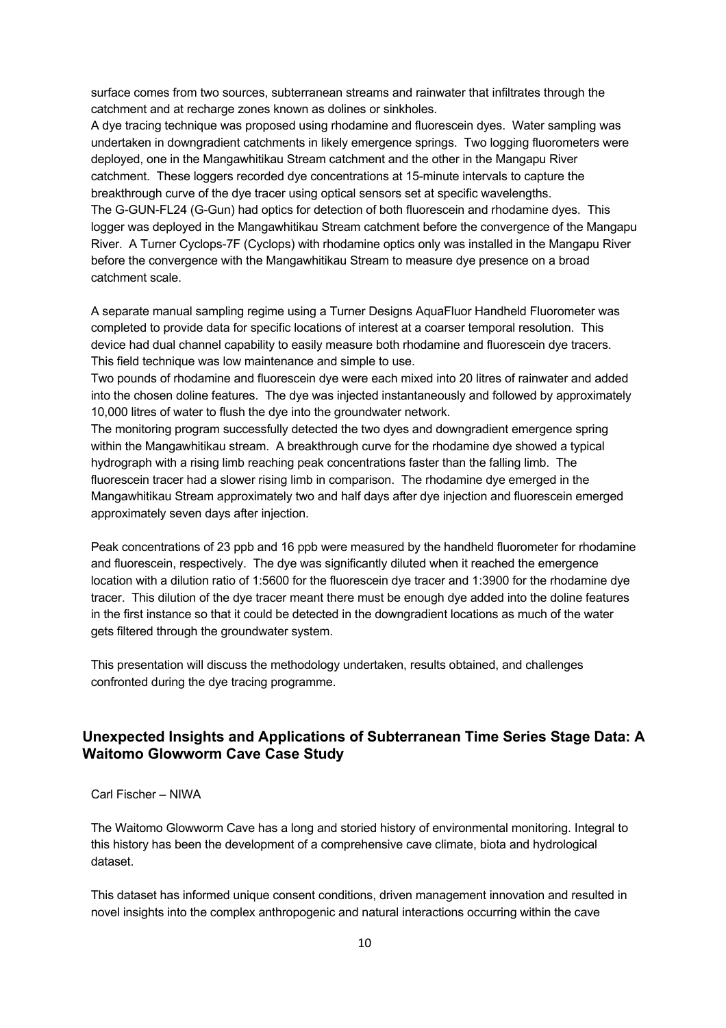surface comes from two sources, subterranean streams and rainwater that infiltrates through the catchment and at recharge zones known as dolines or sinkholes.

A dye tracing technique was proposed using rhodamine and fluorescein dyes. Water sampling was undertaken in downgradient catchments in likely emergence springs. Two logging fluorometers were deployed, one in the Mangawhitikau Stream catchment and the other in the Mangapu River catchment. These loggers recorded dye concentrations at 15-minute intervals to capture the breakthrough curve of the dye tracer using optical sensors set at specific wavelengths.

The G-GUN-FL24 (G-Gun) had optics for detection of both fluorescein and rhodamine dyes. This logger was deployed in the Mangawhitikau Stream catchment before the convergence of the Mangapu River. A Turner Cyclops-7F (Cyclops) with rhodamine optics only was installed in the Mangapu River before the convergence with the Mangawhitikau Stream to measure dye presence on a broad catchment scale.

A separate manual sampling regime using a Turner Designs AquaFluor Handheld Fluorometer was completed to provide data for specific locations of interest at a coarser temporal resolution. This device had dual channel capability to easily measure both rhodamine and fluorescein dye tracers. This field technique was low maintenance and simple to use.

Two pounds of rhodamine and fluorescein dye were each mixed into 20 litres of rainwater and added into the chosen doline features. The dye was injected instantaneously and followed by approximately 10,000 litres of water to flush the dye into the groundwater network.

The monitoring program successfully detected the two dyes and downgradient emergence spring within the Mangawhitikau stream. A breakthrough curve for the rhodamine dye showed a typical hydrograph with a rising limb reaching peak concentrations faster than the falling limb. The fluorescein tracer had a slower rising limb in comparison. The rhodamine dye emerged in the Mangawhitikau Stream approximately two and half days after dye injection and fluorescein emerged approximately seven days after injection.

Peak concentrations of 23 ppb and 16 ppb were measured by the handheld fluorometer for rhodamine and fluorescein, respectively. The dye was significantly diluted when it reached the emergence location with a dilution ratio of 1:5600 for the fluorescein dye tracer and 1:3900 for the rhodamine dye tracer. This dilution of the dye tracer meant there must be enough dye added into the doline features in the first instance so that it could be detected in the downgradient locations as much of the water gets filtered through the groundwater system.

This presentation will discuss the methodology undertaken, results obtained, and challenges confronted during the dye tracing programme.

## Unexpected Insights and Applications of Subterranean Time Series Stage Data: A Waitomo Glowworm Cave Case Study

Carl Fischer – NIWA

The Waitomo Glowworm Cave has a long and storied history of environmental monitoring. Integral to this history has been the development of a comprehensive cave climate, biota and hydrological dataset.

This dataset has informed unique consent conditions, driven management innovation and resulted in novel insights into the complex anthropogenic and natural interactions occurring within the cave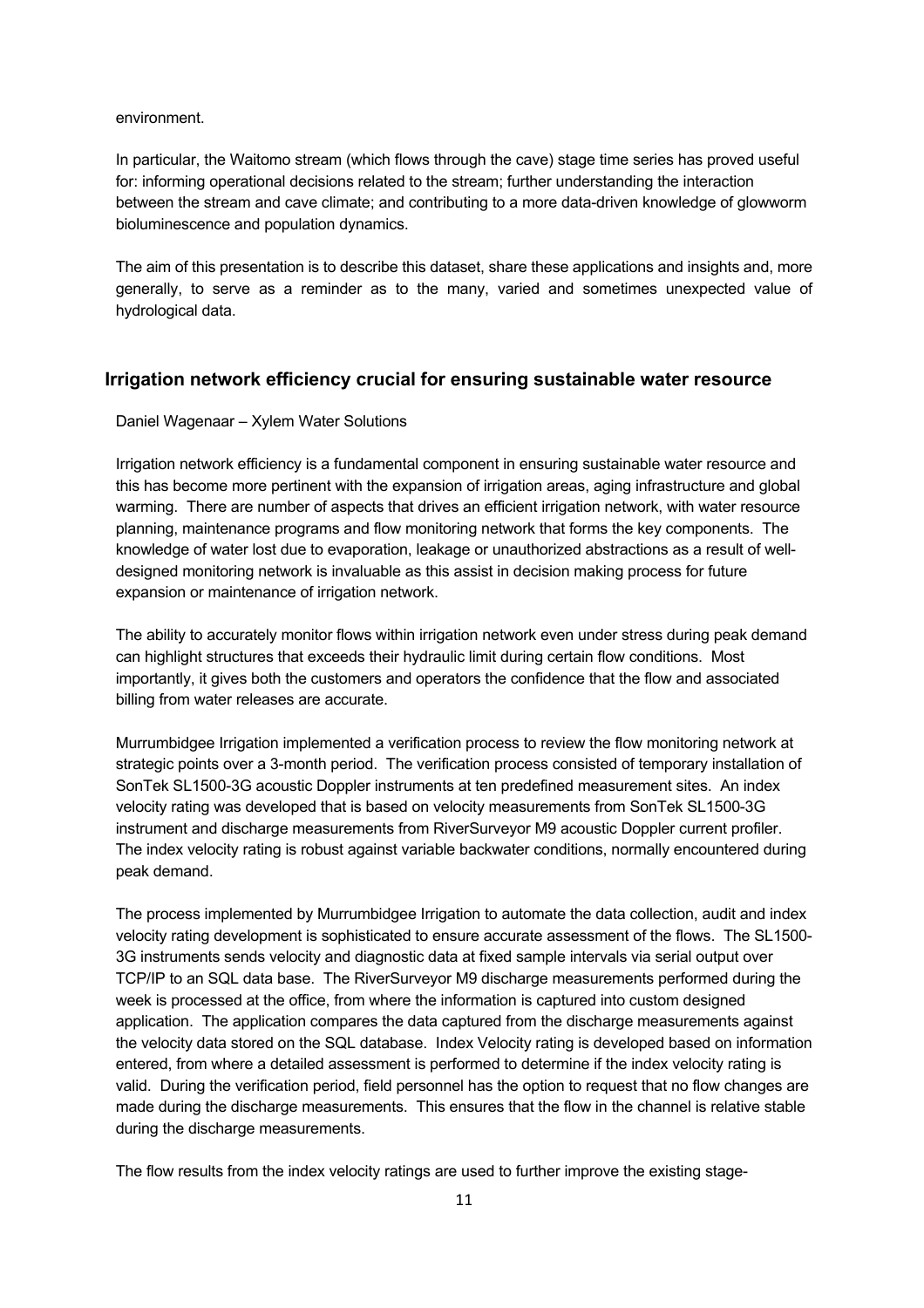environment.

In particular, the Waitomo stream (which flows through the cave) stage time series has proved useful for: informing operational decisions related to the stream; further understanding the interaction between the stream and cave climate; and contributing to a more data-driven knowledge of glowworm bioluminescence and population dynamics.

The aim of this presentation is to describe this dataset, share these applications and insights and, more generally, to serve as a reminder as to the many, varied and sometimes unexpected value of hydrological data.

## Irrigation network efficiency crucial for ensuring sustainable water resource

Daniel Wagenaar – Xylem Water Solutions

Irrigation network efficiency is a fundamental component in ensuring sustainable water resource and this has become more pertinent with the expansion of irrigation areas, aging infrastructure and global warming. There are number of aspects that drives an efficient irrigation network, with water resource planning, maintenance programs and flow monitoring network that forms the key components. The knowledge of water lost due to evaporation, leakage or unauthorized abstractions as a result of well-designed monitoring network is invaluable as this assist in decision making process for future expansion or maintenance of irrigation network.

The ability to accurately monitor flows within irrigation network even under stress during peak demand can highlight structures that exceeds their hydraulic limit during certain flow conditions. Most importantly, it gives both the customers and operators the confidence that the flow and associated billing from water releases are accurate.

Murrumbidgee Irrigation implemented a verification process to review the flow monitoring network at strategic points over a 3-month period. The verification process consisted of temporary installation of SonTek SL1500-3G acoustic Doppler instruments at ten predefined measurement sites. An index velocity rating was developed that is based on velocity measurements from SonTek SL1500-3G instrument and discharge measurements from RiverSurveyor M9 acoustic Doppler current profiler. The index velocity rating is robust against variable backwater conditions, normally encountered during peak demand.

The process implemented by Murrumbidgee Irrigation to automate the data collection, audit and index velocity rating development is sophisticated to ensure accurate assessment of the flows. The SL1500-3G instruments sends velocity and diagnostic data at fixed sample intervals via serial output over TCP/IP to an SQL data base. The RiverSurveyor M9 discharge measurements performed during the week is processed at the office, from where the information is captured into custom designed application. The application compares the data captured from the discharge measurements against the velocity data stored on the SQL database. Index Velocity rating is developed based on information entered, from where a detailed assessment is performed to determine if the index velocity rating is valid. During the verification period, field personnel has the option to request that no flow changes are made during the discharge measurements. This ensures that the flow in the channel is relative stable during the discharge measurements.

The flow results from the index velocity ratings are used to further improve the existing stage-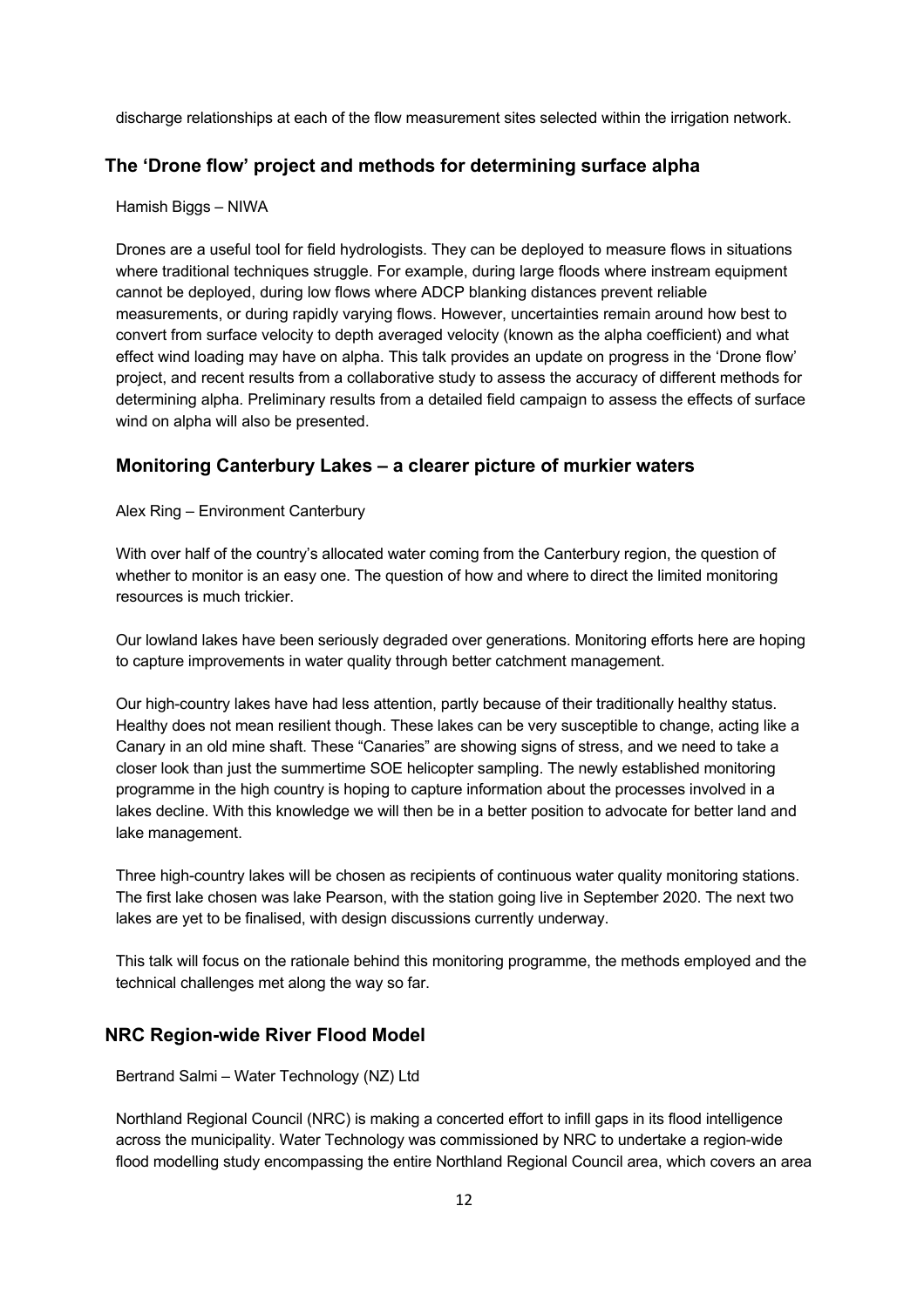discharge relationships at each of the flow measurement sites selected within the irrigation network.

## The 'Drone flow' project and methods for determining surface alpha

Hamish Biggs – NIWA

Drones are a useful tool for field hydrologists. They can be deployed to measure flows in situations where traditional techniques struggle. For example, during large floods where instream equipment cannot be deployed, during low flows where ADCP blanking distances prevent reliable measurements, or during rapidly varying flows. However, uncertainties remain around how best to convert from surface velocity to depth averaged velocity (known as the alpha coefficient) and what effect wind loading may have on alpha. This talk provides an update on progress in the 'Drone flow' project, and recent results from a collaborative study to assess the accuracy of different methods for determining alpha. Preliminary results from a detailed field campaign to assess the effects of surface wind on alpha will also be presented.

## Monitoring Canterbury Lakes – a clearer picture of murkier waters

Alex Ring – Environment Canterbury

With over half of the country's allocated water coming from the Canterbury region, the question of whether to monitor is an easy one. The question of how and where to direct the limited monitoring resources is much trickier.

Our lowland lakes have been seriously degraded over generations. Monitoring efforts here are hoping to capture improvements in water quality through better catchment management.

Our high-country lakes have had less attention, partly because of their traditionally healthy status. Healthy does not mean resilient though. These lakes can be very susceptible to change, acting like a Canary in an old mine shaft. These "Canaries" are showing signs of stress, and we need to take a closer look than just the summertime SOE helicopter sampling. The newly established monitoring programme in the high country is hoping to capture information about the processes involved in a lakes decline. With this knowledge we will then be in a better position to advocate for better land and lake management.

Three high-country lakes will be chosen as recipients of continuous water quality monitoring stations. The first lake chosen was lake Pearson, with the station going live in September 2020. The next two lakes are yet to be finalised, with design discussions currently underway.

This talk will focus on the rationale behind this monitoring programme, the methods employed and the technical challenges met along the way so far.

## NRC Region-wide River Flood Model

Bertrand Salmi – Water Technology (NZ) Ltd

Northland Regional Council (NRC) is making a concerted effort to infill gaps in its flood intelligence across the municipality. Water Technology was commissioned by NRC to undertake a region-wide flood modelling study encompassing the entire Northland Regional Council area, which covers an area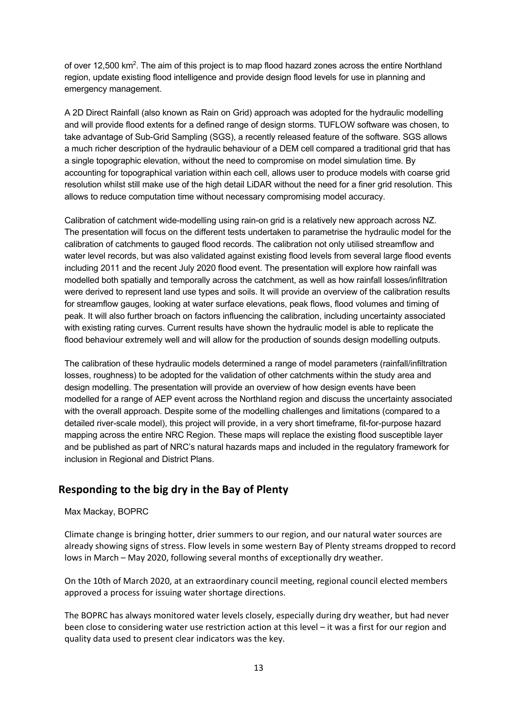of over 12,500 km$^2$. The aim of this project is to map flood hazard zones across the entire Northland region, update existing flood intelligence and provide design flood levels for use in planning and emergency management.

A 2D Direct Rainfall (also known as Rain on Grid) approach was adopted for the hydraulic modelling and will provide flood extents for a defined range of design storms. TUFLOW software was chosen, to take advantage of Sub-Grid Sampling (SGS), a recently released feature of the software. SGS allows a much richer description of the hydraulic behaviour of a DEM cell compared a traditional grid that has a single topographic elevation, without the need to compromise on model simulation time. By accounting for topographical variation within each cell, allows user to produce models with coarse grid resolution whilst still make use of the high detail LiDAR without the need for a finer grid resolution. This allows to reduce computation time without necessary compromising model accuracy.

Calibration of catchment wide-modelling using rain-on grid is a relatively new approach across NZ. The presentation will focus on the different tests undertaken to parametrise the hydraulic model for the calibration of catchments to gauged flood records. The calibration not only utilised streamflow and water level records, but was also validated against existing flood levels from several large flood events including 2011 and the recent July 2020 flood event. The presentation will explore how rainfall was modelled both spatially and temporally across the catchment, as well as how rainfall losses/infiltration were derived to represent land use types and soils. It will provide an overview of the calibration results for streamflow gauges, looking at water surface elevations, peak flows, flood volumes and timing of peak. It will also further broach on factors influencing the calibration, including uncertainty associated with existing rating curves. Current results have shown the hydraulic model is able to replicate the flood behaviour extremely well and will allow for the production of sounds design modelling outputs.

The calibration of these hydraulic models determined a range of model parameters (rainfall/infiltration losses, roughness) to be adopted for the validation of other catchments within the study area and design modelling. The presentation will provide an overview of how design events have been modelled for a range of AEP event across the Northland region and discuss the uncertainty associated with the overall approach. Despite some of the modelling challenges and limitations (compared to a detailed river-scale model), this project will provide, in a very short timeframe, fit-for-purpose hazard mapping across the entire NRC Region. These maps will replace the existing flood susceptible layer and be published as part of NRC's natural hazards maps and included in the regulatory framework for inclusion in Regional and District Plans.

## Responding to the big dry in the Bay of Plenty

Max Mackay, BOPRC

Climate change is bringing hotter, drier summers to our region, and our natural water sources are already showing signs of stress. Flow levels in some western Bay of Plenty streams dropped to record lows in March – May 2020, following several months of exceptionally dry weather.

On the 10th of March 2020, at an extraordinary council meeting, regional council elected members approved a process for issuing water shortage directions.

The BOPRC has always monitored water levels closely, especially during dry weather, but had never been close to considering water use restriction action at this level – it was a first for our region and quality data used to present clear indicators was the key.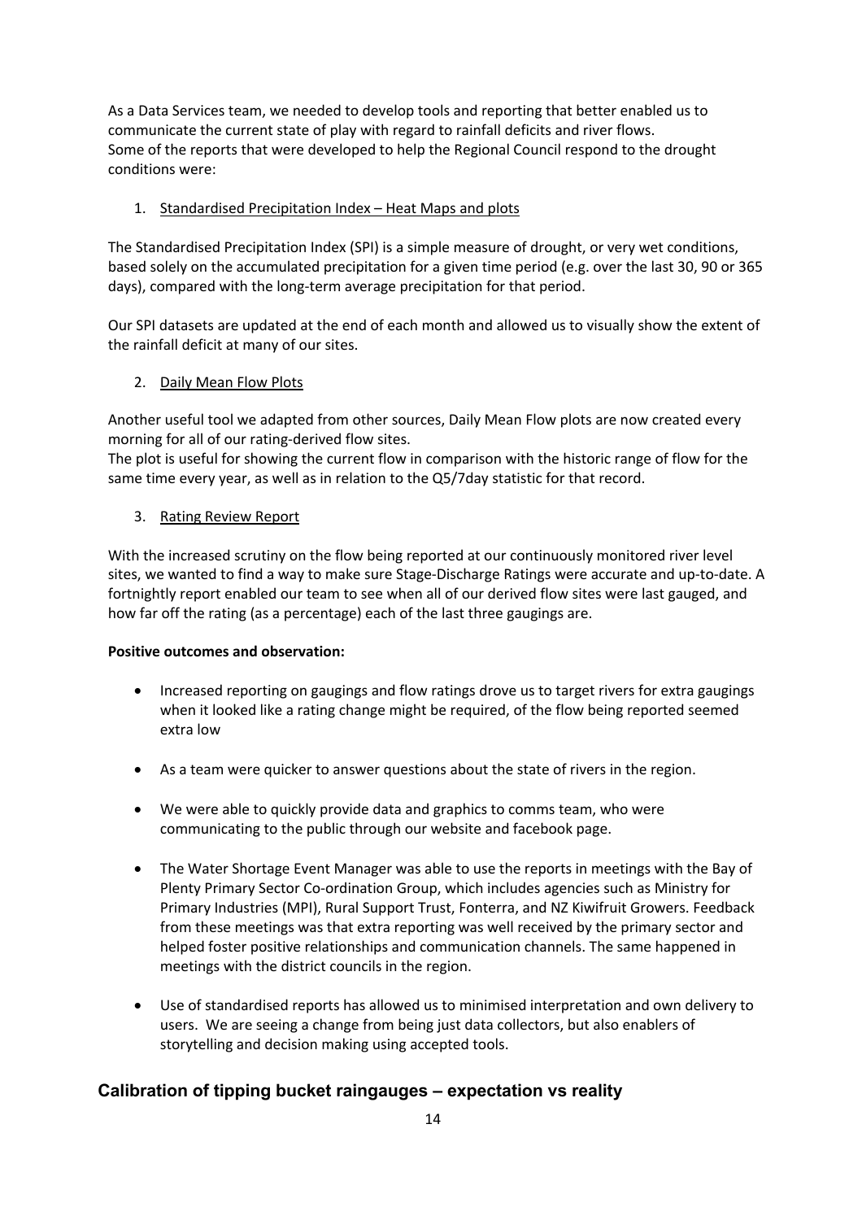As a Data Services team, we needed to develop tools and reporting that better enabled us to communicate the current state of play with regard to rainfall deficits and river flows.
Some of the reports that were developed to help the Regional Council respond to the drought conditions were:

1. Standardised Precipitation Index – Heat Maps and plots

The Standardised Precipitation Index (SPI) is a simple measure of drought, or very wet conditions, based solely on the accumulated precipitation for a given time period (e.g. over the last 30, 90 or 365 days), compared with the long-term average precipitation for that period.

Our SPI datasets are updated at the end of each month and allowed us to visually show the extent of the rainfall deficit at many of our sites.

2. Daily Mean Flow Plots

Another useful tool we adapted from other sources, Daily Mean Flow plots are now created every morning for all of our rating-derived flow sites.
The plot is useful for showing the current flow in comparison with the historic range of flow for the same time every year, as well as in relation to the Q5/7day statistic for that record.

3. Rating Review Report

With the increased scrutiny on the flow being reported at our continuously monitored river level sites, we wanted to find a way to make sure Stage-Discharge Ratings were accurate and up-to-date. A fortnightly report enabled our team to see when all of our derived flow sites were last gauged, and how far off the rating (as a percentage) each of the last three gaugings are.

**Positive outcomes and observation:**

- Increased reporting on gaugings and flow ratings drove us to target rivers for extra gaugings when it looked like a rating change might be required, of the flow being reported seemed extra low

- As a team were quicker to answer questions about the state of rivers in the region.

- We were able to quickly provide data and graphics to comms team, who were communicating to the public through our website and facebook page.

- The Water Shortage Event Manager was able to use the reports in meetings with the Bay of Plenty Primary Sector Co-ordination Group, which includes agencies such as Ministry for Primary Industries (MPI), Rural Support Trust, Fonterra, and NZ Kiwifruit Growers. Feedback from these meetings was that extra reporting was well received by the primary sector and helped foster positive relationships and communication channels. The same happened in meetings with the district councils in the region.

- Use of standardised reports has allowed us to minimised interpretation and own delivery to users. We are seeing a change from being just data collectors, but also enablers of storytelling and decision making using accepted tools.

## Calibration of tipping bucket raingauges – expectation vs reality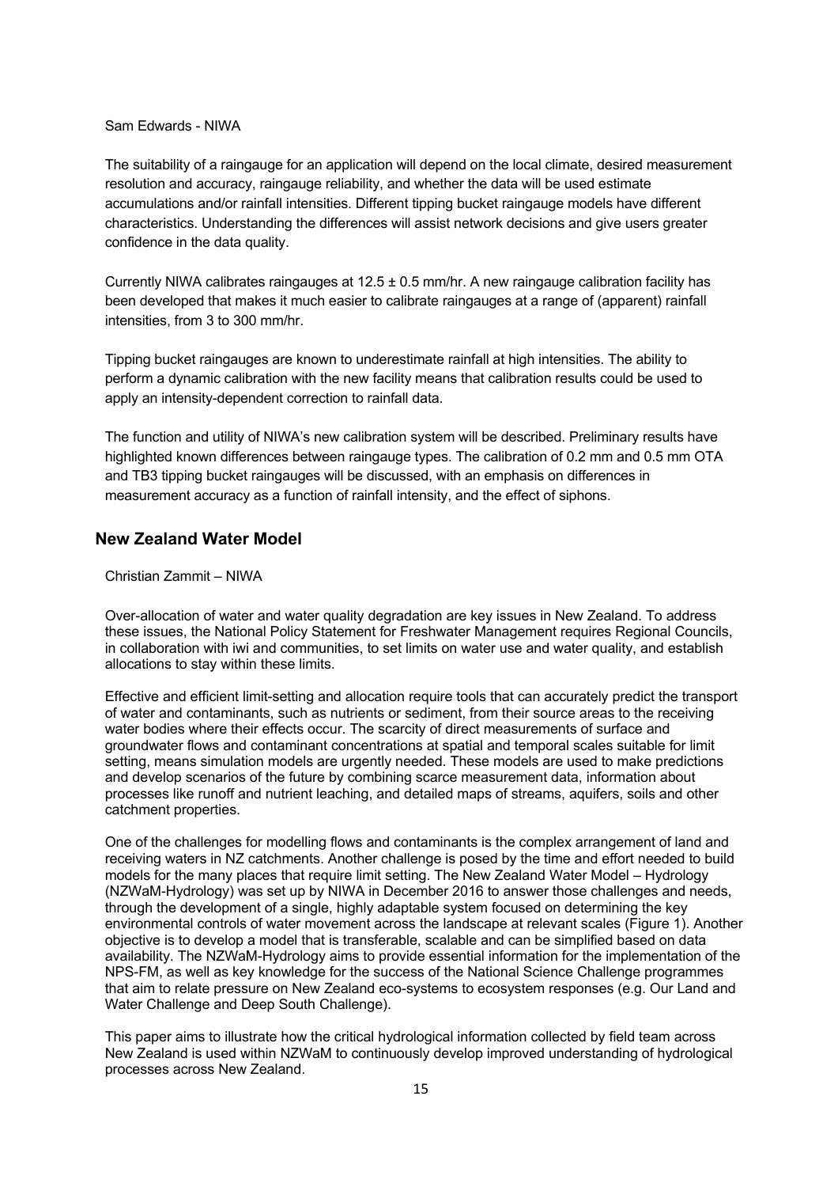Sam Edwards - NIWA

The suitability of a raingauge for an application will depend on the local climate, desired measurement resolution and accuracy, raingauge reliability, and whether the data will be used estimate accumulations and/or rainfall intensities. Different tipping bucket raingauge models have different characteristics. Understanding the differences will assist network decisions and give users greater confidence in the data quality.

Currently NIWA calibrates raingauges at 12.5 ± 0.5 mm/hr. A new raingauge calibration facility has been developed that makes it much easier to calibrate raingauges at a range of (apparent) rainfall intensities, from 3 to 300 mm/hr.

Tipping bucket raingauges are known to underestimate rainfall at high intensities. The ability to perform a dynamic calibration with the new facility means that calibration results could be used to apply an intensity-dependent correction to rainfall data.

The function and utility of NIWA's new calibration system will be described. Preliminary results have highlighted known differences between raingauge types. The calibration of 0.2 mm and 0.5 mm OTA and TB3 tipping bucket raingauges will be discussed, with an emphasis on differences in measurement accuracy as a function of rainfall intensity, and the effect of siphons.

## New Zealand Water Model

Christian Zammit – NIWA

Over-allocation of water and water quality degradation are key issues in New Zealand. To address these issues, the National Policy Statement for Freshwater Management requires Regional Councils, in collaboration with iwi and communities, to set limits on water use and water quality, and establish allocations to stay within these limits.

Effective and efficient limit-setting and allocation require tools that can accurately predict the transport of water and contaminants, such as nutrients or sediment, from their source areas to the receiving water bodies where their effects occur. The scarcity of direct measurements of surface and groundwater flows and contaminant concentrations at spatial and temporal scales suitable for limit setting, means simulation models are urgently needed. These models are used to make predictions and develop scenarios of the future by combining scarce measurement data, information about processes like runoff and nutrient leaching, and detailed maps of streams, aquifers, soils and other catchment properties.

One of the challenges for modelling flows and contaminants is the complex arrangement of land and receiving waters in NZ catchments. Another challenge is posed by the time and effort needed to build models for the many places that require limit setting. The New Zealand Water Model – Hydrology (NZWaM-Hydrology) was set up by NIWA in December 2016 to answer those challenges and needs, through the development of a single, highly adaptable system focused on determining the key environmental controls of water movement across the landscape at relevant scales (Figure 1). Another objective is to develop a model that is transferable, scalable and can be simplified based on data availability. The NZWaM-Hydrology aims to provide essential information for the implementation of the NPS-FM, as well as key knowledge for the success of the National Science Challenge programmes that aim to relate pressure on New Zealand eco-systems to ecosystem responses (e.g. Our Land and Water Challenge and Deep South Challenge).

This paper aims to illustrate how the critical hydrological information collected by field team across New Zealand is used within NZWaM to continuously develop improved understanding of hydrological processes across New Zealand.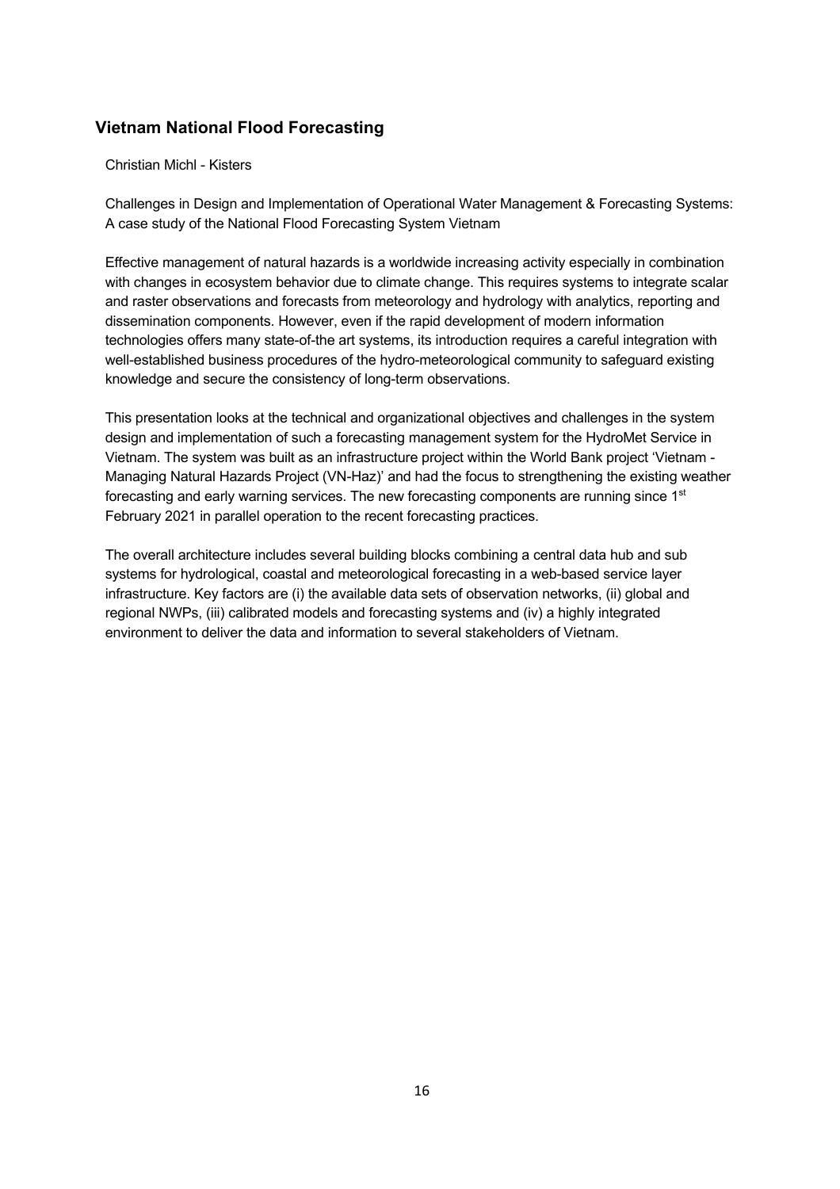## Vietnam National Flood Forecasting

Christian Michl - Kisters

Challenges in Design and Implementation of Operational Water Management & Forecasting Systems: A case study of the National Flood Forecasting System Vietnam

Effective management of natural hazards is a worldwide increasing activity especially in combination with changes in ecosystem behavior due to climate change. This requires systems to integrate scalar and raster observations and forecasts from meteorology and hydrology with analytics, reporting and dissemination components. However, even if the rapid development of modern information technologies offers many state-of-the art systems, its introduction requires a careful integration with well-established business procedures of the hydro-meteorological community to safeguard existing knowledge and secure the consistency of long-term observations.

This presentation looks at the technical and organizational objectives and challenges in the system design and implementation of such a forecasting management system for the HydroMet Service in Vietnam. The system was built as an infrastructure project within the World Bank project 'Vietnam - Managing Natural Hazards Project (VN-Haz)' and had the focus to strengthening the existing weather forecasting and early warning services. The new forecasting components are running since 1st February 2021 in parallel operation to the recent forecasting practices.

The overall architecture includes several building blocks combining a central data hub and sub systems for hydrological, coastal and meteorological forecasting in a web-based service layer infrastructure. Key factors are (i) the available data sets of observation networks, (ii) global and regional NWPs, (iii) calibrated models and forecasting systems and (iv) a highly integrated environment to deliver the data and information to several stakeholders of Vietnam.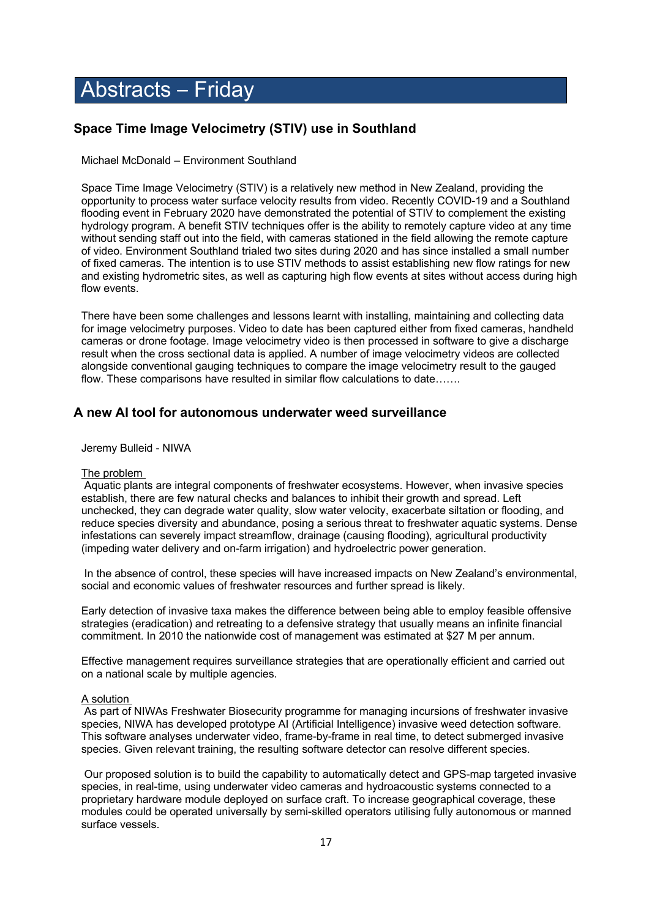# Abstracts – Friday

## Space Time Image Velocimetry (STIV) use in Southland

Michael McDonald – Environment Southland

Space Time Image Velocimetry (STIV) is a relatively new method in New Zealand, providing the opportunity to process water surface velocity results from video. Recently COVID-19 and a Southland flooding event in February 2020 have demonstrated the potential of STIV to complement the existing hydrology program. A benefit STIV techniques offer is the ability to remotely capture video at any time without sending staff out into the field, with cameras stationed in the field allowing the remote capture of video. Environment Southland trialed two sites during 2020 and has since installed a small number of fixed cameras. The intention is to use STIV methods to assist establishing new flow ratings for new and existing hydrometric sites, as well as capturing high flow events at sites without access during high flow events.

There have been some challenges and lessons learnt with installing, maintaining and collecting data for image velocimetry purposes. Video to date has been captured either from fixed cameras, handheld cameras or drone footage. Image velocimetry video is then processed in software to give a discharge result when the cross sectional data is applied. A number of image velocimetry videos are collected alongside conventional gauging techniques to compare the image velocimetry result to the gauged flow. These comparisons have resulted in similar flow calculations to date…….

## A new AI tool for autonomous underwater weed surveillance

Jeremy Bulleid - NIWA

The problem

Aquatic plants are integral components of freshwater ecosystems. However, when invasive species establish, there are few natural checks and balances to inhibit their growth and spread. Left unchecked, they can degrade water quality, slow water velocity, exacerbate siltation or flooding, and reduce species diversity and abundance, posing a serious threat to freshwater aquatic systems. Dense infestations can severely impact streamflow, drainage (causing flooding), agricultural productivity (impeding water delivery and on-farm irrigation) and hydroelectric power generation.

In the absence of control, these species will have increased impacts on New Zealand's environmental, social and economic values of freshwater resources and further spread is likely.

Early detection of invasive taxa makes the difference between being able to employ feasible offensive strategies (eradication) and retreating to a defensive strategy that usually means an infinite financial commitment. In 2010 the nationwide cost of management was estimated at $27 M per annum.

Effective management requires surveillance strategies that are operationally efficient and carried out on a national scale by multiple agencies.

A solution

As part of NIWAs Freshwater Biosecurity programme for managing incursions of freshwater invasive species, NIWA has developed prototype AI (Artificial Intelligence) invasive weed detection software. This software analyses underwater video, frame-by-frame in real time, to detect submerged invasive species. Given relevant training, the resulting software detector can resolve different species.

Our proposed solution is to build the capability to automatically detect and GPS-map targeted invasive species, in real-time, using underwater video cameras and hydroacoustic systems connected to a proprietary hardware module deployed on surface craft. To increase geographical coverage, these modules could be operated universally by semi-skilled operators utilising fully autonomous or manned surface vessels.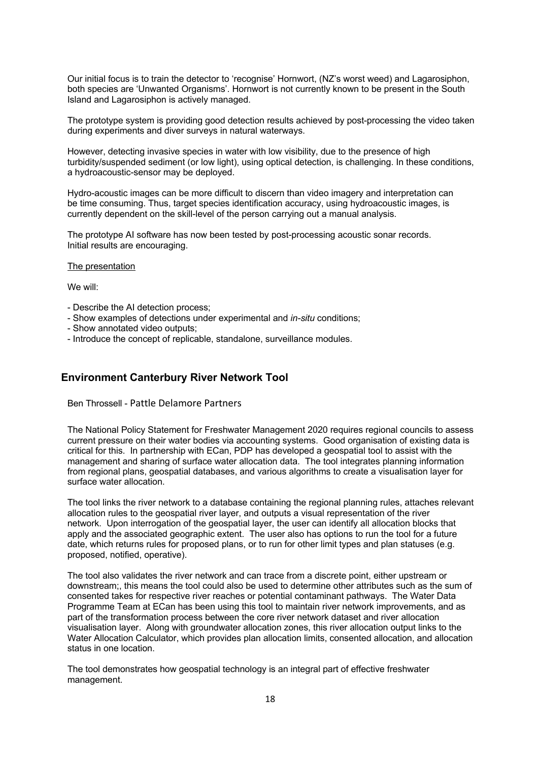Our initial focus is to train the detector to 'recognise' Hornwort, (NZ's worst weed) and Lagarosiphon, both species are 'Unwanted Organisms'. Hornwort is not currently known to be present in the South Island and Lagarosiphon is actively managed.

The prototype system is providing good detection results achieved by post-processing the video taken during experiments and diver surveys in natural waterways.

However, detecting invasive species in water with low visibility, due to the presence of high turbidity/suspended sediment (or low light), using optical detection, is challenging. In these conditions, a hydroacoustic-sensor may be deployed.

Hydro-acoustic images can be more difficult to discern than video imagery and interpretation can be time consuming. Thus, target species identification accuracy, using hydroacoustic images, is currently dependent on the skill-level of the person carrying out a manual analysis.

The prototype AI software has now been tested by post-processing acoustic sonar records. Initial results are encouraging.

<u>The presentation</u>

We will:

- Describe the AI detection process;
- Show examples of detections under experimental and *in-situ* conditions;
- Show annotated video outputs;
- Introduce the concept of replicable, standalone, surveillance modules.

## Environment Canterbury River Network Tool

Ben Throssell - Pattle Delamore Partners

The National Policy Statement for Freshwater Management 2020 requires regional councils to assess current pressure on their water bodies via accounting systems. Good organisation of existing data is critical for this. In partnership with ECan, PDP has developed a geospatial tool to assist with the management and sharing of surface water allocation data. The tool integrates planning information from regional plans, geospatial databases, and various algorithms to create a visualisation layer for surface water allocation.

The tool links the river network to a database containing the regional planning rules, attaches relevant allocation rules to the geospatial river layer, and outputs a visual representation of the river network. Upon interrogation of the geospatial layer, the user can identify all allocation blocks that apply and the associated geographic extent. The user also has options to run the tool for a future date, which returns rules for proposed plans, or to run for other limit types and plan statuses (e.g. proposed, notified, operative).

The tool also validates the river network and can trace from a discrete point, either upstream or downstream;, this means the tool could also be used to determine other attributes such as the sum of consented takes for respective river reaches or potential contaminant pathways. The Water Data Programme Team at ECan has been using this tool to maintain river network improvements, and as part of the transformation process between the core river network dataset and river allocation visualisation layer. Along with groundwater allocation zones, this river allocation output links to the Water Allocation Calculator, which provides plan allocation limits, consented allocation, and allocation status in one location.

The tool demonstrates how geospatial technology is an integral part of effective freshwater management.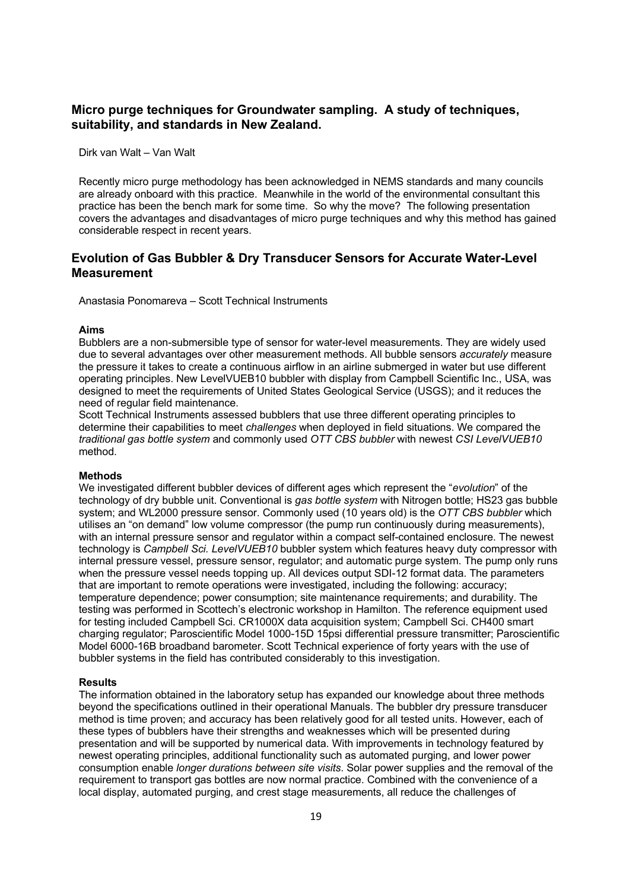## Micro purge techniques for Groundwater sampling. A study of techniques, suitability, and standards in New Zealand.

Dirk van Walt – Van Walt

Recently micro purge methodology has been acknowledged in NEMS standards and many councils are already onboard with this practice. Meanwhile in the world of the environmental consultant this practice has been the bench mark for some time. So why the move? The following presentation covers the advantages and disadvantages of micro purge techniques and why this method has gained considerable respect in recent years.

## Evolution of Gas Bubbler & Dry Transducer Sensors for Accurate Water-Level Measurement

Anastasia Ponomareva – Scott Technical Instruments

### Aims

Bubblers are a non-submersible type of sensor for water-level measurements. They are widely used due to several advantages over other measurement methods. All bubble sensors *accurately* measure the pressure it takes to create a continuous airflow in an airline submerged in water but use different operating principles. New LevelVUEB10 bubbler with display from Campbell Scientific Inc., USA, was designed to meet the requirements of United States Geological Service (USGS); and it reduces the need of regular field maintenance.

Scott Technical Instruments assessed bubblers that use three different operating principles to determine their capabilities to meet *challenges* when deployed in field situations. We compared the *traditional gas bottle system* and commonly used *OTT CBS bubbler* with newest *CSI LevelVUEB10* method.

### Methods

We investigated different bubbler devices of different ages which represent the "*evolution*" of the technology of dry bubble unit. Conventional is *gas bottle system* with Nitrogen bottle; HS23 gas bubble system; and WL2000 pressure sensor. Commonly used (10 years old) is the *OTT CBS bubbler* which utilises an "on demand" low volume compressor (the pump run continuously during measurements), with an internal pressure sensor and regulator within a compact self-contained enclosure. The newest technology is *Campbell Sci. LevelVUEB10* bubbler system which features heavy duty compressor with internal pressure vessel, pressure sensor, regulator; and automatic purge system. The pump only runs when the pressure vessel needs topping up. All devices output SDI-12 format data. The parameters that are important to remote operations were investigated, including the following: accuracy; temperature dependence; power consumption; site maintenance requirements; and durability. The testing was performed in Scottech's electronic workshop in Hamilton. The reference equipment used for testing included Campbell Sci. CR1000X data acquisition system; Campbell Sci. CH400 smart charging regulator; Paroscientific Model 1000-15D 15psi differential pressure transmitter; Paroscientific Model 6000-16B broadband barometer. Scott Technical experience of forty years with the use of bubbler systems in the field has contributed considerably to this investigation.

### Results

The information obtained in the laboratory setup has expanded our knowledge about three methods beyond the specifications outlined in their operational Manuals. The bubbler dry pressure transducer method is time proven; and accuracy has been relatively good for all tested units. However, each of these types of bubblers have their strengths and weaknesses which will be presented during presentation and will be supported by numerical data. With improvements in technology featured by newest operating principles, additional functionality such as automated purging, and lower power consumption enable *longer durations between site visits*. Solar power supplies and the removal of the requirement to transport gas bottles are now normal practice. Combined with the convenience of a local display, automated purging, and crest stage measurements, all reduce the challenges of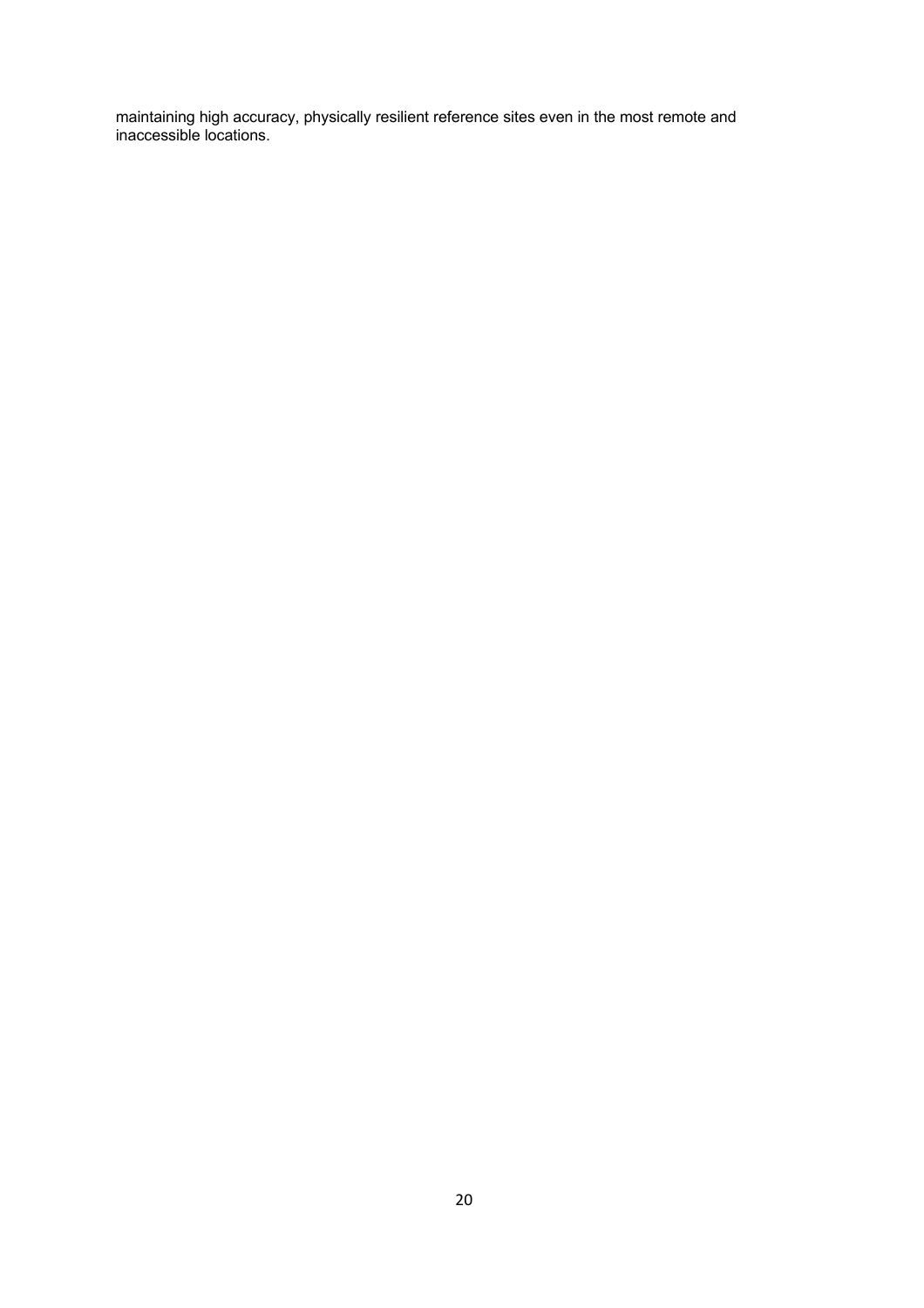maintaining high accuracy, physically resilient reference sites even in the most remote and inaccessible locations.